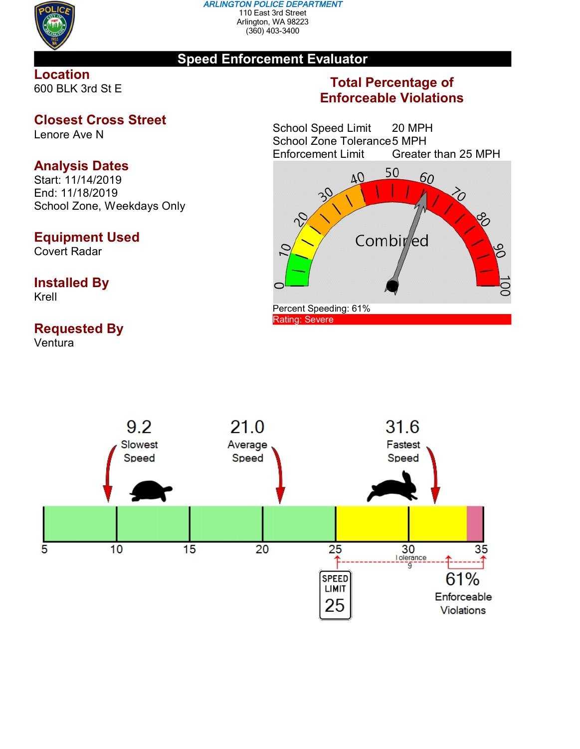**ARLINGTON POLICE DEPARTMENT**
110 East 3rd Street
Arlington, WA 98223
(360) 403-3400

# Speed Enforcement Evaluator

## Location
600 BLK 3rd St E

## Closest Cross Street
Lenore Ave N

## Analysis Dates
Start: 11/14/2019
End: 11/18/2019
School Zone, Weekdays Only

## Equipment Used
Covert Radar

## Installed By
Krell

## Requested By
Ventura

## Total Percentage of Enforceable Violations

| | |
|---|---|
| School Speed Limit | 20 MPH |
| School Zone Tolerance | 5 MPH |
| Enforcement Limit | Greater than 25 MPH |

Combined

Percent Speeding: 61%

Rating: Severe

9.2 Slowest Speed

21.0 Average Speed

31.6 Fastest Speed

5 10 15 20 25 30 35

Tolerance 9

SPEED LIMIT 25

61% Enforceable Violations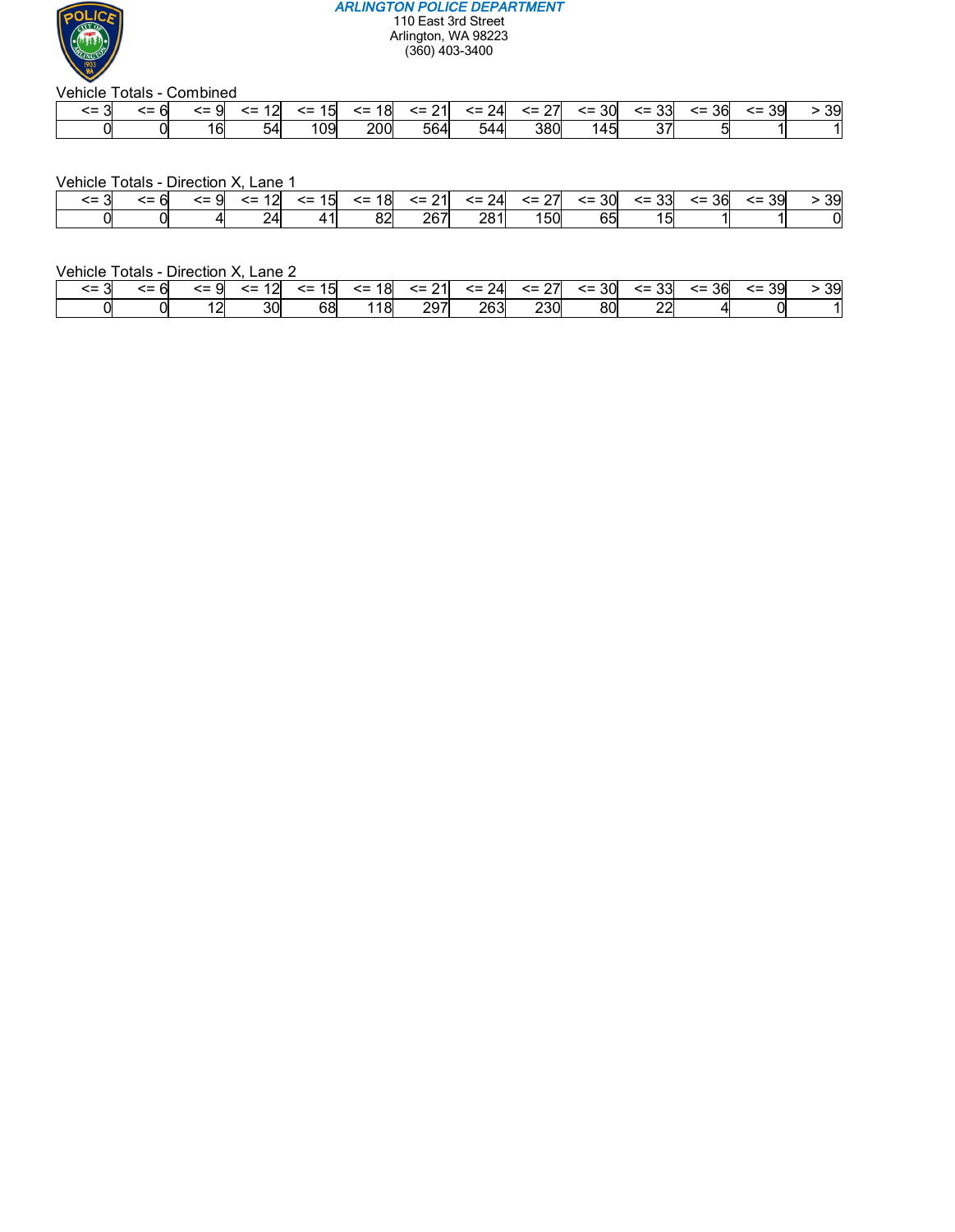**ARLINGTON POLICE DEPARTMENT**
110 East 3rd Street
Arlington, WA 98223
(360) 403-3400

Vehicle Totals - Combined

| <= 3 | <= 6 | <= 9 | <= 12 | <= 15 | <= 18 | <= 21 | <= 24 | <= 27 | <= 30 | <= 33 | <= 36 | <= 39 | > 39 |
|---|---|---|---|---|---|---|---|---|---|---|---|---|---|
| 0 | 0 | 16 | 54 | 109 | 200 | 564 | 544 | 380 | 145 | 37 | 5 | 1 | 1 |

Vehicle Totals - Direction X, Lane 1

| <= 3 | <= 6 | <= 9 | <= 12 | <= 15 | <= 18 | <= 21 | <= 24 | <= 27 | <= 30 | <= 33 | <= 36 | <= 39 | > 39 |
|---|---|---|---|---|---|---|---|---|---|---|---|---|---|
| 0 | 0 | 4 | 24 | 41 | 82 | 267 | 281 | 150 | 65 | 15 | 1 | 1 | 0 |

Vehicle Totals - Direction X, Lane 2

| <= 3 | <= 6 | <= 9 | <= 12 | <= 15 | <= 18 | <= 21 | <= 24 | <= 27 | <= 30 | <= 33 | <= 36 | <= 39 | > 39 |
|---|---|---|---|---|---|---|---|---|---|---|---|---|---|
| 0 | 0 | 12 | 30 | 68 | 118 | 297 | 263 | 230 | 80 | 22 | 4 | 0 | 1 |